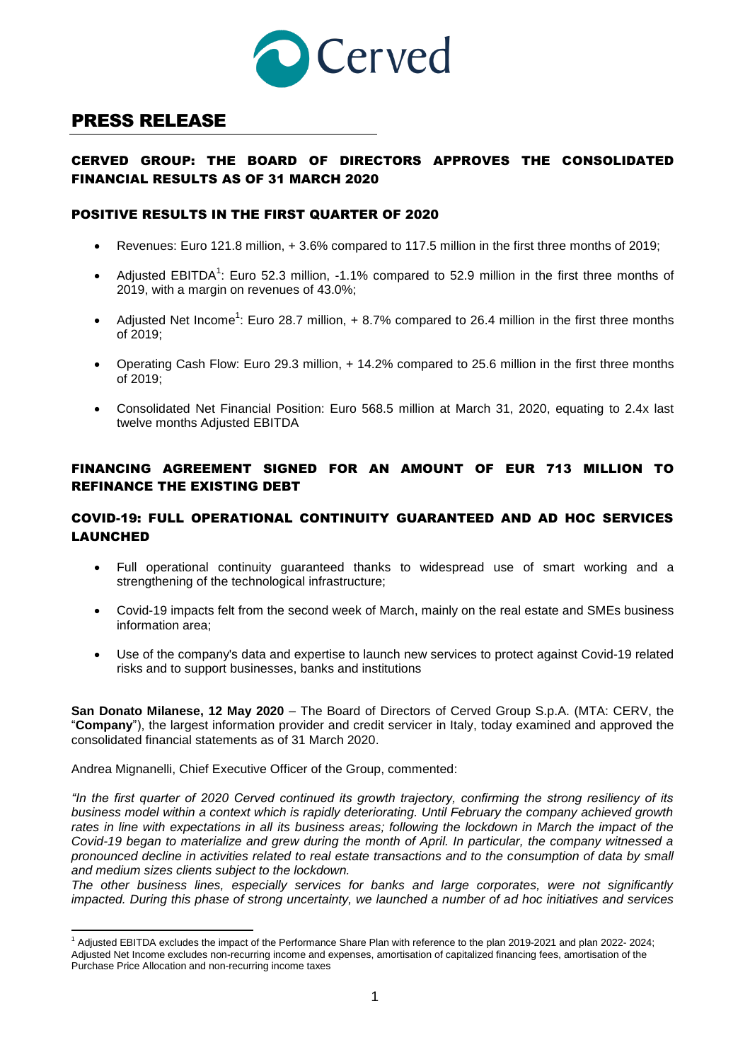Cerved

# PRESS RELEASE

## CERVED GROUP: THE BOARD OF DIRECTORS APPROVES THE CONSOLIDATED FINANCIAL RESULTS AS OF 31 MARCH 2020

### POSITIVE RESULTS IN THE FIRST QUARTER OF 2020

- Revenues: Euro 121.8 million, + 3.6% compared to 117.5 million in the first three months of 2019;
- Adjusted EBITDA[1]: Euro 52.3 million, -1.1% compared to 52.9 million in the first three months of 2019, with a margin on revenues of 43.0%;
- Adjusted Net Income[1]: Euro 28.7 million, + 8.7% compared to 26.4 million in the first three months of 2019;
- Operating Cash Flow: Euro 29.3 million, + 14.2% compared to 25.6 million in the first three months of 2019;
- Consolidated Net Financial Position: Euro 568.5 million at March 31, 2020, equating to 2.4x last twelve months Adjusted EBITDA

### FINANCING AGREEMENT SIGNED FOR AN AMOUNT OF EUR 713 MILLION TO REFINANCE THE EXISTING DEBT

### COVID-19: FULL OPERATIONAL CONTINUITY GUARANTEED AND AD HOC SERVICES LAUNCHED

- Full operational continuity guaranteed thanks to widespread use of smart working and a strengthening of the technological infrastructure;
- Covid-19 impacts felt from the second week of March, mainly on the real estate and SMEs business information area;
- Use of the company's data and expertise to launch new services to protect against Covid-19 related risks and to support businesses, banks and institutions

**San Donato Milanese, 12 May 2020** – The Board of Directors of Cerved Group S.p.A. (MTA: CERV, the "**Company**"), the largest information provider and credit servicer in Italy, today examined and approved the consolidated financial statements as of 31 March 2020.

Andrea Mignanelli, Chief Executive Officer of the Group, commented:

*"In the first quarter of 2020 Cerved continued its growth trajectory, confirming the strong resiliency of its business model within a context which is rapidly deteriorating. Until February the company achieved growth rates in line with expectations in all its business areas; following the lockdown in March the impact of the Covid-19 began to materialize and grew during the month of April. In particular, the company witnessed a pronounced decline in activities related to real estate transactions and to the consumption of data by small and medium sizes clients subject to the lockdown.*
*The other business lines, especially services for banks and large corporates, were not significantly impacted. During this phase of strong uncertainty, we launched a number of ad hoc initiatives and services*

[1] Adjusted EBITDA excludes the impact of the Performance Share Plan with reference to the plan 2019-2021 and plan 2022- 2024; Adjusted Net Income excludes non-recurring income and expenses, amortisation of capitalized financing fees, amortisation of the Purchase Price Allocation and non-recurring income taxes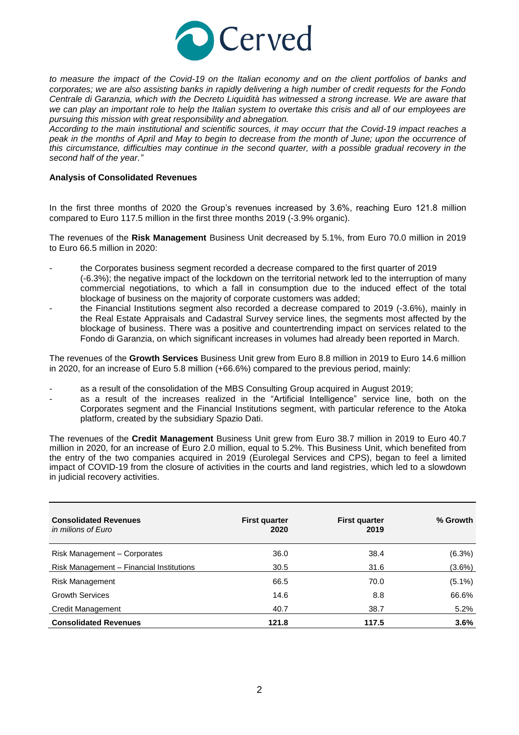*to measure the impact of the Covid-19 on the Italian economy and on the client portfolios of banks and corporates; we are also assisting banks in rapidly delivering a high number of credit requests for the Fondo Centrale di Garanzia, which with the Decreto Liquidità has witnessed a strong increase. We are aware that we can play an important role to help the Italian system to overtake this crisis and all of our employees are pursuing this mission with great responsibility and abnegation.*
*According to the main institutional and scientific sources, it may occurr that the Covid-19 impact reaches a peak in the months of April and May to begin to decrease from the month of June; upon the occurrence of this circumstance, difficulties may continue in the second quarter, with a possible gradual recovery in the second half of the year."*

**Analysis of Consolidated Revenues**

In the first three months of 2020 the Group's revenues increased by 3.6%, reaching Euro 121.8 million compared to Euro 117.5 million in the first three months 2019 (-3.9% organic).

The revenues of the **Risk Management** Business Unit decreased by 5.1%, from Euro 70.0 million in 2019 to Euro 66.5 million in 2020:

- the Corporates business segment recorded a decrease compared to the first quarter of 2019 (-6.3%); the negative impact of the lockdown on the territorial network led to the interruption of many commercial negotiations, to which a fall in consumption due to the induced effect of the total blockage of business on the majority of corporate customers was added;
- the Financial Institutions segment also recorded a decrease compared to 2019 (-3.6%), mainly in the Real Estate Appraisals and Cadastral Survey service lines, the segments most affected by the blockage of business. There was a positive and countertrending impact on services related to the Fondo di Garanzia, on which significant increases in volumes had already been reported in March.

The revenues of the **Growth Services** Business Unit grew from Euro 8.8 million in 2019 to Euro 14.6 million in 2020, for an increase of Euro 5.8 million (+66.6%) compared to the previous period, mainly:

- as a result of the consolidation of the MBS Consulting Group acquired in August 2019;
- as a result of the increases realized in the "Artificial Intelligence" service line, both on the Corporates segment and the Financial Institutions segment, with particular reference to the Atoka platform, created by the subsidiary Spazio Dati.

The revenues of the **Credit Management** Business Unit grew from Euro 38.7 million in 2019 to Euro 40.7 million in 2020, for an increase of Euro 2.0 million, equal to 5.2%. This Business Unit, which benefited from the entry of the two companies acquired in 2019 (Eurolegal Services and CPS), began to feel a limited impact of COVID-19 from the closure of activities in the courts and land registries, which led to a slowdown in judicial recovery activities.

| **Consolidated Revenues** *in milions of Euro* | **First quarter 2020** | **First quarter 2019** | **% Growth** |
|---|---|---|---|
| Risk Management – Corporates | 36.0 | 38.4 | (6.3%) |
| Risk Management – Financial Institutions | 30.5 | 31.6 | (3.6%) |
| Risk Management | 66.5 | 70.0 | (5.1%) |
| Growth Services | 14.6 | 8.8 | 66.6% |
| Credit Management | 40.7 | 38.7 | 5.2% |
| **Consolidated Revenues** | **121.8** | **117.5** | **3.6%** |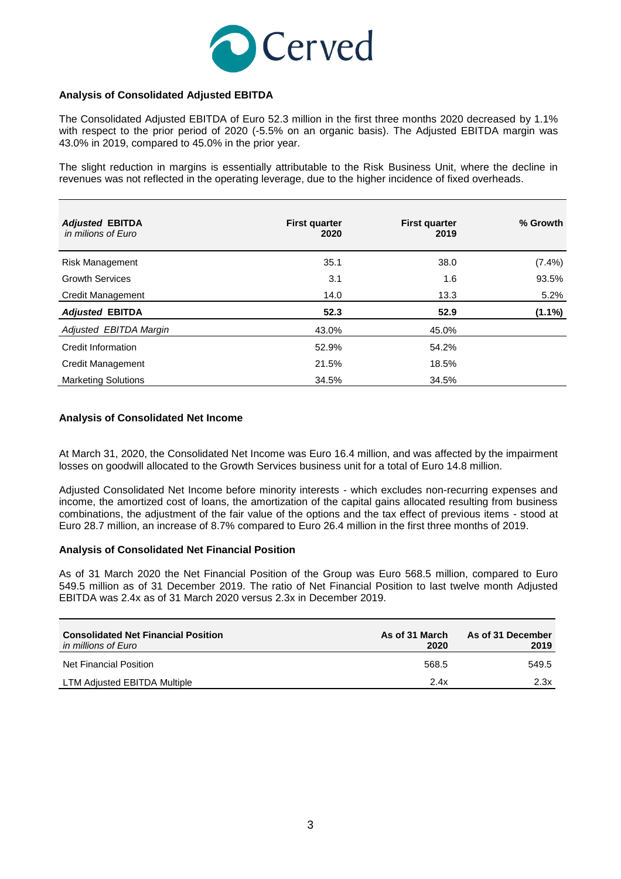### Analysis of Consolidated Adjusted EBITDA

The Consolidated Adjusted EBITDA of Euro 52.3 million in the first three months 2020 decreased by 1.1% with respect to the prior period of 2020 (-5.5% on an organic basis). The Adjusted EBITDA margin was 43.0% in 2019, compared to 45.0% in the prior year.

The slight reduction in margins is essentially attributable to the Risk Business Unit, where the decline in revenues was not reflected in the operating leverage, due to the higher incidence of fixed overheads.

| ***Adjusted* EBITDA** *in milions of Euro* | **First quarter 2020** | **First quarter 2019** | **% Growth** |
|---|---|---|---|
| Risk Management | 35.1 | 38.0 | (7.4%) |
| Growth Services | 3.1 | 1.6 | 93.5% |
| Credit Management | 14.0 | 13.3 | 5.2% |
| ***Adjusted* EBITDA** | **52.3** | **52.9** | **(1.1%)** |
| *Adjusted EBITDA Margin* | 43.0% | 45.0% | |
| Credit Information | 52.9% | 54.2% | |
| Credit Management | 21.5% | 18.5% | |
| Marketing Solutions | 34.5% | 34.5% | |

### Analysis of Consolidated Net Income

At March 31, 2020, the Consolidated Net Income was Euro 16.4 million, and was affected by the impairment losses on goodwill allocated to the Growth Services business unit for a total of Euro 14.8 million.

Adjusted Consolidated Net Income before minority interests - which excludes non-recurring expenses and income, the amortized cost of loans, the amortization of the capital gains allocated resulting from business combinations, the adjustment of the fair value of the options and the tax effect of previous items - stood at Euro 28.7 million, an increase of 8.7% compared to Euro 26.4 million in the first three months of 2019.

### Analysis of Consolidated Net Financial Position

As of 31 March 2020 the Net Financial Position of the Group was Euro 568.5 million, compared to Euro 549.5 million as of 31 December 2019. The ratio of Net Financial Position to last twelve month Adjusted EBITDA was 2.4x as of 31 March 2020 versus 2.3x in December 2019.

| **Consolidated Net Financial Position** *in millions of Euro* | **As of 31 March 2020** | **As of 31 December 2019** |
|---|---|---|
| Net Financial Position | 568.5 | 549.5 |
| LTM Adjusted EBITDA Multiple | 2.4x | 2.3x |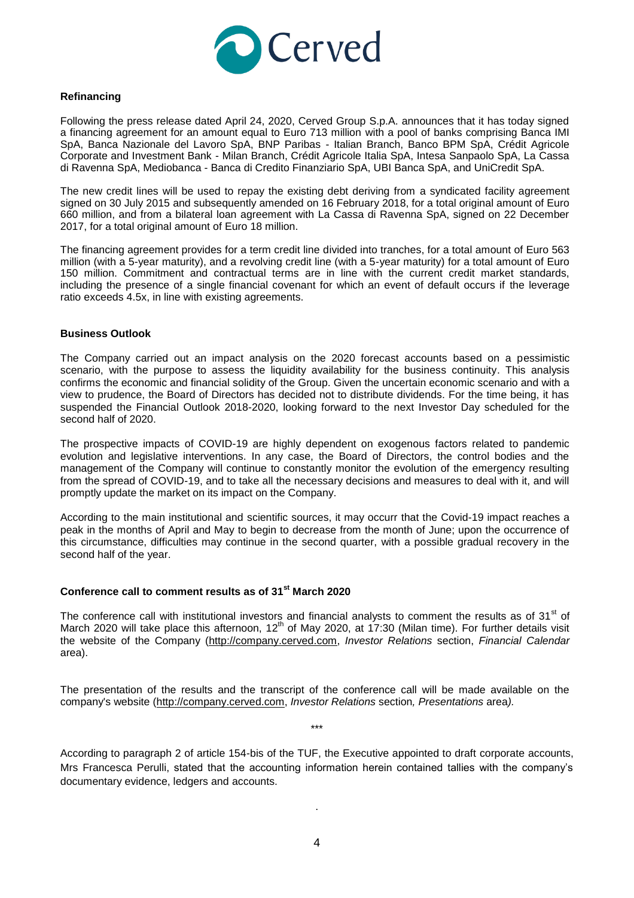## Refinancing

Following the press release dated April 24, 2020, Cerved Group S.p.A. announces that it has today signed a financing agreement for an amount equal to Euro 713 million with a pool of banks comprising Banca IMI SpA, Banca Nazionale del Lavoro SpA, BNP Paribas - Italian Branch, Banco BPM SpA, Crédit Agricole Corporate and Investment Bank - Milan Branch, Crédit Agricole Italia SpA, Intesa Sanpaolo SpA, La Cassa di Ravenna SpA, Mediobanca - Banca di Credito Finanziario SpA, UBI Banca SpA, and UniCredit SpA.

The new credit lines will be used to repay the existing debt deriving from a syndicated facility agreement signed on 30 July 2015 and subsequently amended on 16 February 2018, for a total original amount of Euro 660 million, and from a bilateral loan agreement with La Cassa di Ravenna SpA, signed on 22 December 2017, for a total original amount of Euro 18 million.

The financing agreement provides for a term credit line divided into tranches, for a total amount of Euro 563 million (with a 5-year maturity), and a revolving credit line (with a 5-year maturity) for a total amount of Euro 150 million. Commitment and contractual terms are in line with the current credit market standards, including the presence of a single financial covenant for which an event of default occurs if the leverage ratio exceeds 4.5x, in line with existing agreements.

## Business Outlook

The Company carried out an impact analysis on the 2020 forecast accounts based on a pessimistic scenario, with the purpose to assess the liquidity availability for the business continuity. This analysis confirms the economic and financial solidity of the Group. Given the uncertain economic scenario and with a view to prudence, the Board of Directors has decided not to distribute dividends. For the time being, it has suspended the Financial Outlook 2018-2020, looking forward to the next Investor Day scheduled for the second half of 2020.

The prospective impacts of COVID-19 are highly dependent on exogenous factors related to pandemic evolution and legislative interventions. In any case, the Board of Directors, the control bodies and the management of the Company will continue to constantly monitor the evolution of the emergency resulting from the spread of COVID-19, and to take all the necessary decisions and measures to deal with it, and will promptly update the market on its impact on the Company.

According to the main institutional and scientific sources, it may occurr that the Covid-19 impact reaches a peak in the months of April and May to begin to decrease from the month of June; upon the occurrence of this circumstance, difficulties may continue in the second quarter, with a possible gradual recovery in the second half of the year.

## Conference call to comment results as of 31st March 2020

The conference call with institutional investors and financial analysts to comment the results as of 31st of March 2020 will take place this afternoon, 12th of May 2020, at 17:30 (Milan time). For further details visit the website of the Company (http://company.cerved.com, *Investor Relations* section, *Financial Calendar* area).

The presentation of the results and the transcript of the conference call will be made available on the company's website (http://company.cerved.com, *Investor Relations* section*, Presentations* area*).*

\*\*\*

According to paragraph 2 of article 154-bis of the TUF, the Executive appointed to draft corporate accounts, Mrs Francesca Perulli, stated that the accounting information herein contained tallies with the company's documentary evidence, ledgers and accounts.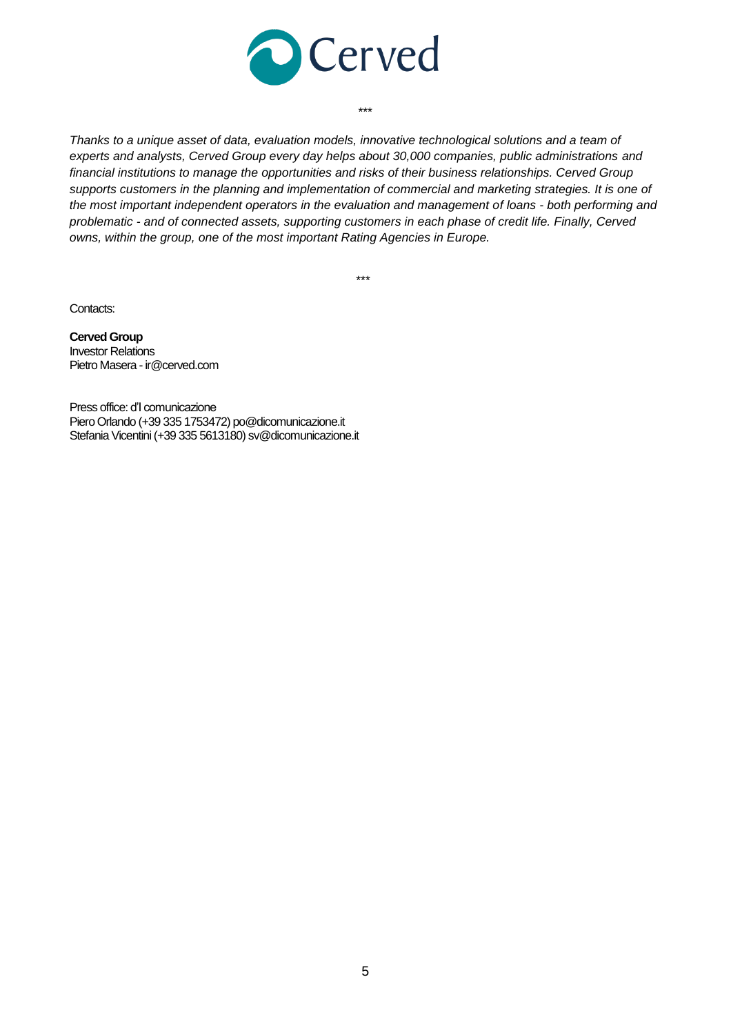\*\*\*

*Thanks to a unique asset of data, evaluation models, innovative technological solutions and a team of experts and analysts, Cerved Group every day helps about 30,000 companies, public administrations and financial institutions to manage the opportunities and risks of their business relationships. Cerved Group supports customers in the planning and implementation of commercial and marketing strategies. It is one of the most important independent operators in the evaluation and management of loans - both performing and problematic - and of connected assets, supporting customers in each phase of credit life. Finally, Cerved owns, within the group, one of the most important Rating Agencies in Europe.*

\*\*\*

Contacts:

**Cerved Group**
Investor Relations
Pietro Masera - ir@cerved.com

Press office: d'I comunicazione
Piero Orlando (+39 335 1753472) po@dicomunicazione.it
Stefania Vicentini (+39 335 5613180) sv@dicomunicazione.it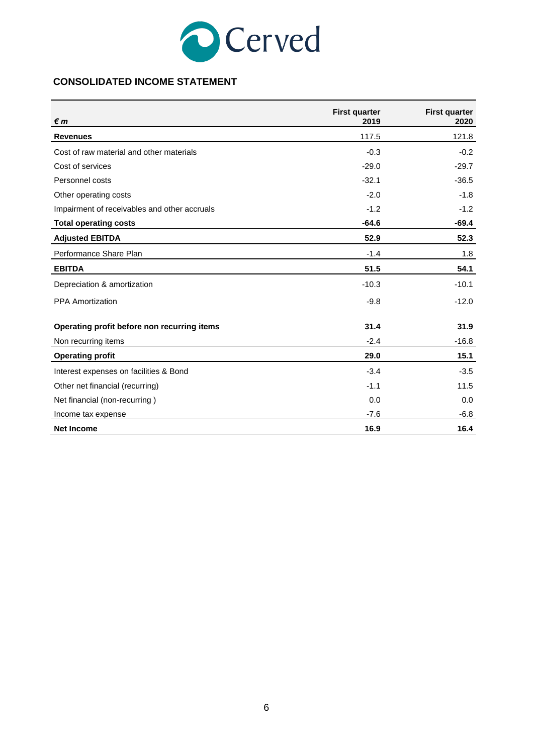## CONSOLIDATED INCOME STATEMENT

| *€ m* | First quarter 2019 | First quarter 2020 |
|---|---|---|
| **Revenues** | 117.5 | 121.8 |
| Cost of raw material and other materials | -0.3 | -0.2 |
| Cost of services | -29.0 | -29.7 |
| Personnel costs | -32.1 | -36.5 |
| Other operating costs | -2.0 | -1.8 |
| Impairment of receivables and other accruals | -1.2 | -1.2 |
| **Total operating costs** | **-64.6** | **-69.4** |
| **Adjusted EBITDA** | **52.9** | **52.3** |
| Performance Share Plan | -1.4 | 1.8 |
| **EBITDA** | **51.5** | **54.1** |
| Depreciation & amortization | -10.3 | -10.1 |
| PPA Amortization | -9.8 | -12.0 |
| **Operating profit before non recurring items** | **31.4** | **31.9** |
| Non recurring items | -2.4 | -16.8 |
| **Operating profit** | **29.0** | **15.1** |
| Interest expenses on facilities & Bond | -3.4 | -3.5 |
| Other net financial (recurring) | -1.1 | 11.5 |
| Net financial (non-recurring ) | 0.0 | 0.0 |
| Income tax expense | -7.6 | -6.8 |
| **Net Income** | **16.9** | **16.4** |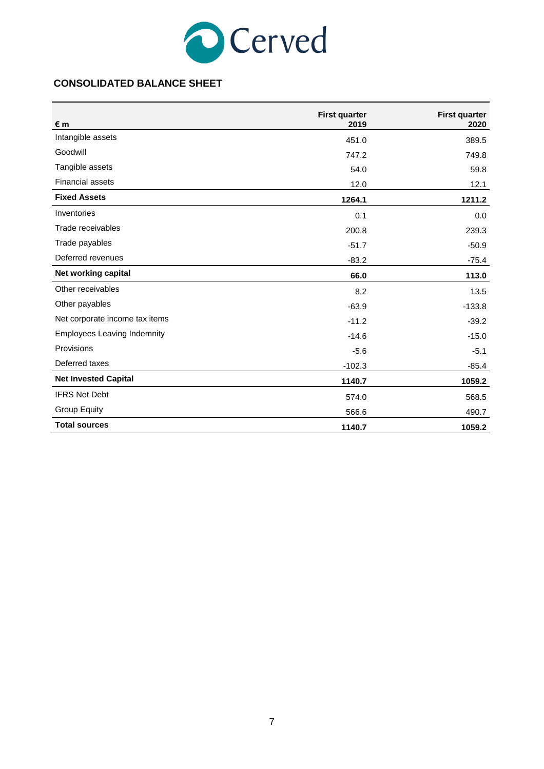## CONSOLIDATED BALANCE SHEET

| € m | First quarter 2019 | First quarter 2020 |
|---|---|---|
| Intangible assets | 451.0 | 389.5 |
| Goodwill | 747.2 | 749.8 |
| Tangible assets | 54.0 | 59.8 |
| Financial assets | 12.0 | 12.1 |
| **Fixed Assets** | **1264.1** | **1211.2** |
| Inventories | 0.1 | 0.0 |
| Trade receivables | 200.8 | 239.3 |
| Trade payables | -51.7 | -50.9 |
| Deferred revenues | -83.2 | -75.4 |
| **Net working capital** | **66.0** | **113.0** |
| Other receivables | 8.2 | 13.5 |
| Other payables | -63.9 | -133.8 |
| Net corporate income tax items | -11.2 | -39.2 |
| Employees Leaving Indemnity | -14.6 | -15.0 |
| Provisions | -5.6 | -5.1 |
| Deferred taxes | -102.3 | -85.4 |
| **Net Invested Capital** | **1140.7** | **1059.2** |
| IFRS Net Debt | 574.0 | 568.5 |
| Group Equity | 566.6 | 490.7 |
| **Total sources** | **1140.7** | **1059.2** |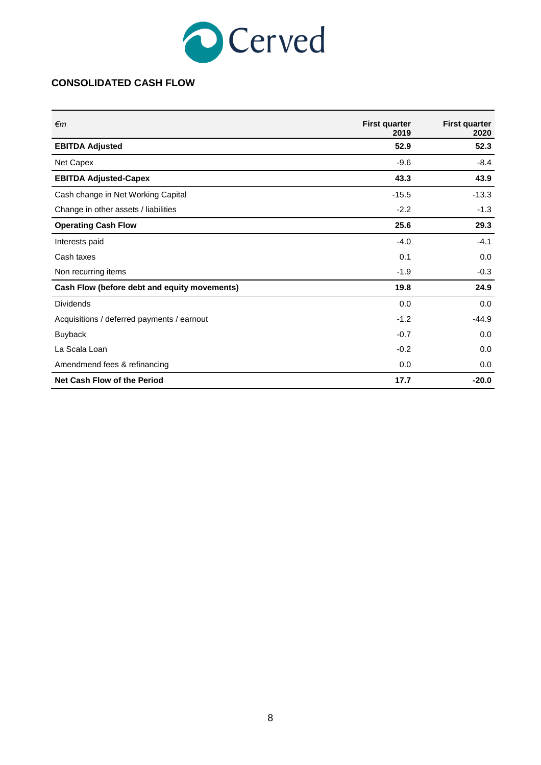Cerved

## CONSOLIDATED CASH FLOW

| *€m* | First quarter 2019 | First quarter 2020 |
|---|---|---|
| **EBITDA Adjusted** | **52.9** | **52.3** |
| Net Capex | -9.6 | -8.4 |
| **EBITDA Adjusted-Capex** | **43.3** | **43.9** |
| Cash change in Net Working Capital | -15.5 | -13.3 |
| Change in other assets / liabilities | -2.2 | -1.3 |
| **Operating Cash Flow** | **25.6** | **29.3** |
| Interests paid | -4.0 | -4.1 |
| Cash taxes | 0.1 | 0.0 |
| Non recurring items | -1.9 | -0.3 |
| **Cash Flow (before debt and equity movements)** | **19.8** | **24.9** |
| Dividends | 0.0 | 0.0 |
| Acquisitions / deferred payments / earnout | -1.2 | -44.9 |
| Buyback | -0.7 | 0.0 |
| La Scala Loan | -0.2 | 0.0 |
| Amendmend fees & refinancing | 0.0 | 0.0 |
| **Net Cash Flow of the Period** | **17.7** | **-20.0** |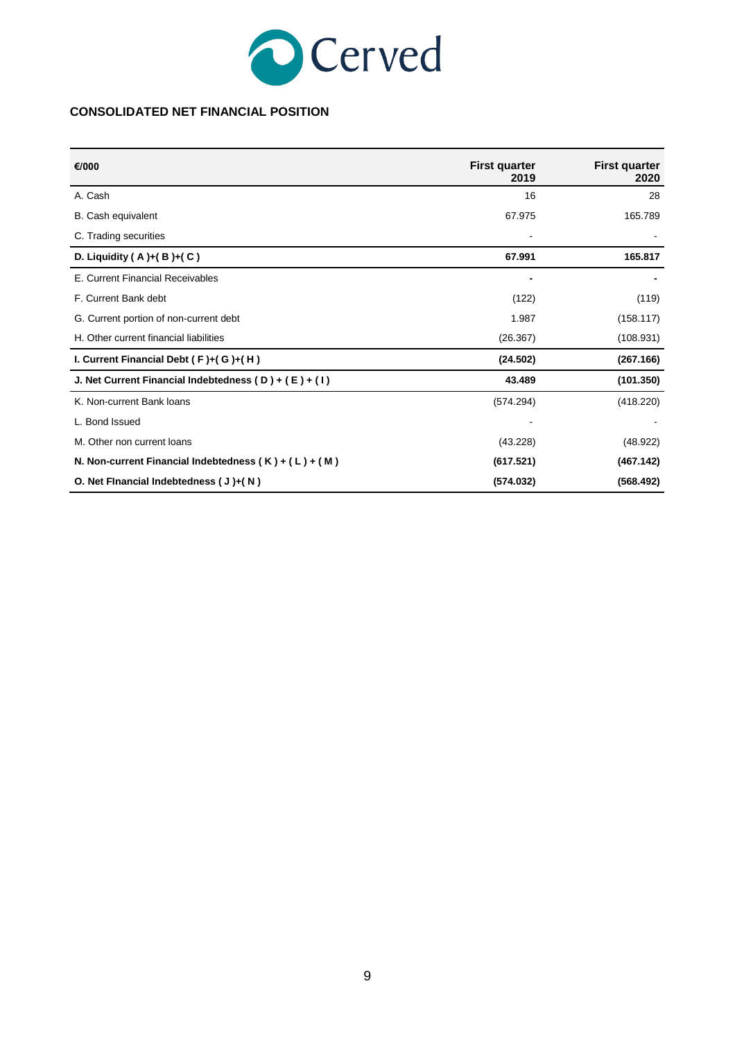## CONSOLIDATED NET FINANCIAL POSITION

| €/000 | First quarter 2019 | First quarter 2020 |
|---|---|---|
| A. Cash | 16 | 28 |
| B. Cash equivalent | 67.975 | 165.789 |
| C. Trading securities | - | - |
| **D. Liquidity ( A )+( B )+( C )** | **67.991** | **165.817** |
| E. Current Financial Receivables | **-** | **-** |
| F. Current Bank debt | (122) | (119) |
| G. Current portion of non-current debt | 1.987 | (158.117) |
| H. Other current financial liabilities | (26.367) | (108.931) |
| **I. Current Financial Debt ( F )+( G )+( H )** | **(24.502)** | **(267.166)** |
| **J. Net Current Financial Indebtedness ( D ) + ( E ) + ( I )** | **43.489** | **(101.350)** |
| K. Non-current Bank loans | (574.294) | (418.220) |
| L. Bond Issued | - | - |
| M. Other non current loans | (43.228) | (48.922) |
| **N. Non-current Financial Indebtedness ( K ) + ( L ) + ( M )** | **(617.521)** | **(467.142)** |
| **O. Net FInancial Indebtedness ( J )+( N )** | **(574.032)** | **(568.492)** |